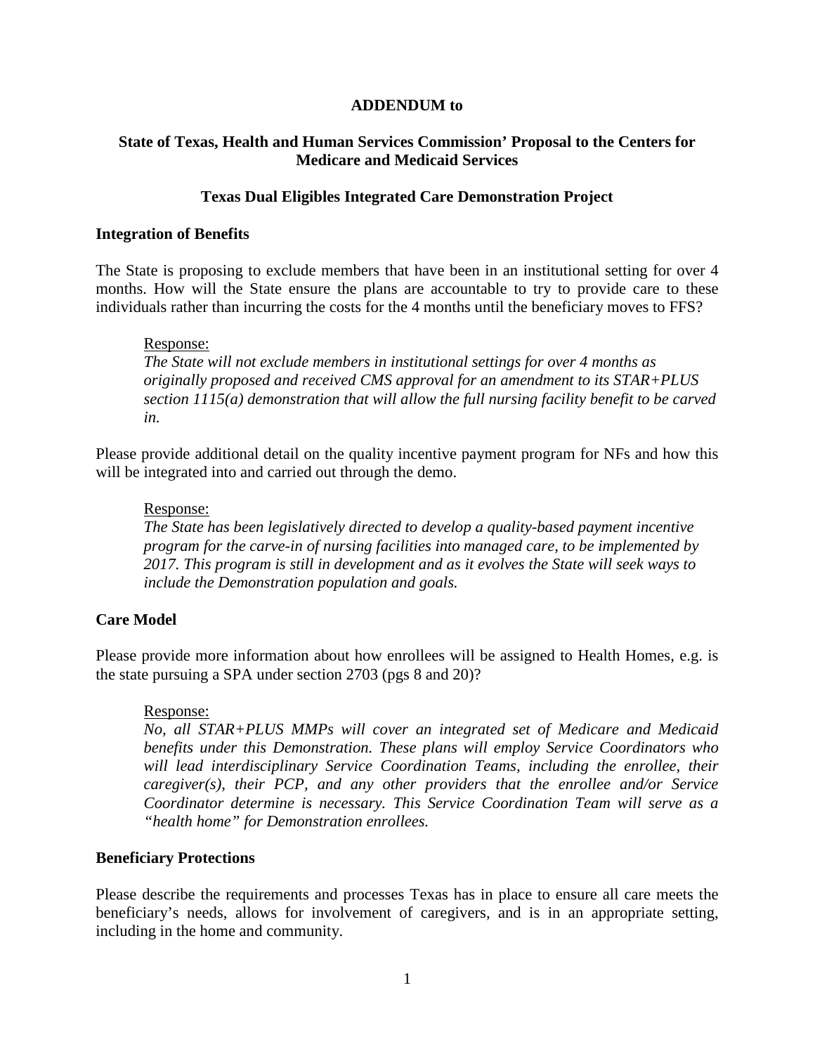**ADDENDUM to**

**State of Texas, Health and Human Services Commission' Proposal to the Centers for Medicare and Medicaid Services**

**Texas Dual Eligibles Integrated Care Demonstration Project**

**Integration of Benefits**

The State is proposing to exclude members that have been in an institutional setting for over 4 months. How will the State ensure the plans are accountable to try to provide care to these individuals rather than incurring the costs for the 4 months until the beneficiary moves to FFS?

> Response:
> *The State will not exclude members in institutional settings for over 4 months as originally proposed and received CMS approval for an amendment to its STAR+PLUS section 1115(a) demonstration that will allow the full nursing facility benefit to be carved in.*

Please provide additional detail on the quality incentive payment program for NFs and how this will be integrated into and carried out through the demo.

> Response:
> *The State has been legislatively directed to develop a quality-based payment incentive program for the carve-in of nursing facilities into managed care, to be implemented by 2017. This program is still in development and as it evolves the State will seek ways to include the Demonstration population and goals.*

**Care Model**

Please provide more information about how enrollees will be assigned to Health Homes, e.g. is the state pursuing a SPA under section 2703 (pgs 8 and 20)?

> Response:
> *No, all STAR+PLUS MMPs will cover an integrated set of Medicare and Medicaid benefits under this Demonstration. These plans will employ Service Coordinators who will lead interdisciplinary Service Coordination Teams, including the enrollee, their caregiver(s), their PCP, and any other providers that the enrollee and/or Service Coordinator determine is necessary. This Service Coordination Team will serve as a "health home" for Demonstration enrollees.*

**Beneficiary Protections**

Please describe the requirements and processes Texas has in place to ensure all care meets the beneficiary's needs, allows for involvement of caregivers, and is in an appropriate setting, including in the home and community.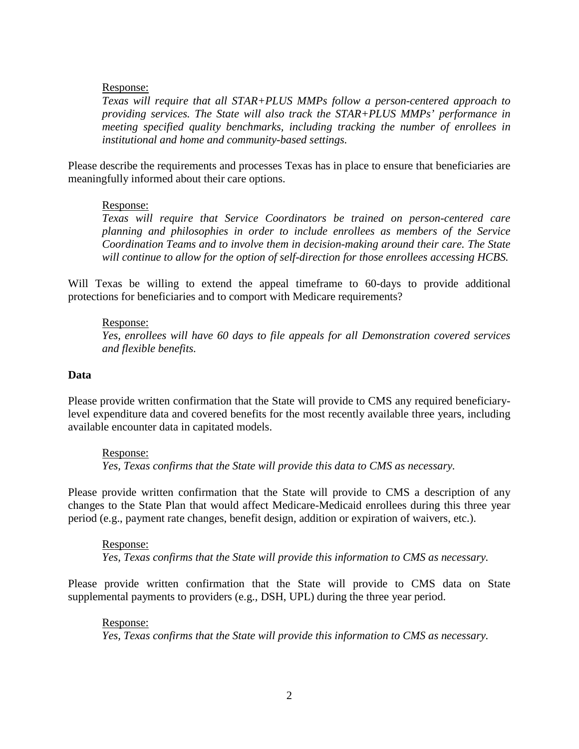Response:

*Texas will require that all STAR+PLUS MMPs follow a person-centered approach to providing services. The State will also track the STAR+PLUS MMPs' performance in meeting specified quality benchmarks, including tracking the number of enrollees in institutional and home and community-based settings.*

Please describe the requirements and processes Texas has in place to ensure that beneficiaries are meaningfully informed about their care options.

Response:

*Texas will require that Service Coordinators be trained on person-centered care planning and philosophies in order to include enrollees as members of the Service Coordination Teams and to involve them in decision-making around their care. The State will continue to allow for the option of self-direction for those enrollees accessing HCBS.*

Will Texas be willing to extend the appeal timeframe to 60-days to provide additional protections for beneficiaries and to comport with Medicare requirements?

Response:

*Yes, enrollees will have 60 days to file appeals for all Demonstration covered services and flexible benefits.*

**Data**

Please provide written confirmation that the State will provide to CMS any required beneficiary-level expenditure data and covered benefits for the most recently available three years, including available encounter data in capitated models.

Response:

*Yes, Texas confirms that the State will provide this data to CMS as necessary.*

Please provide written confirmation that the State will provide to CMS a description of any changes to the State Plan that would affect Medicare-Medicaid enrollees during this three year period (e.g., payment rate changes, benefit design, addition or expiration of waivers, etc.).

Response:

*Yes, Texas confirms that the State will provide this information to CMS as necessary.*

Please provide written confirmation that the State will provide to CMS data on State supplemental payments to providers (e.g., DSH, UPL) during the three year period.

Response:

*Yes, Texas confirms that the State will provide this information to CMS as necessary.*